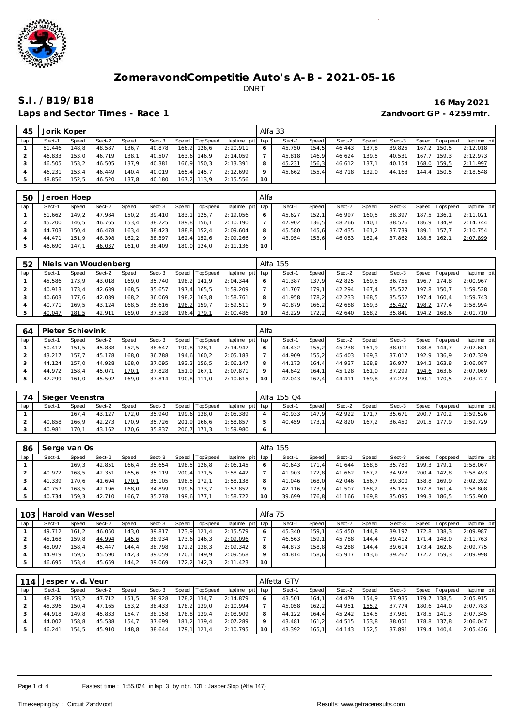# ZomeravondCompetitie Auto's A-B - 2021-05-16

DNRT

## S.I. / B19/B18

**16 May 2021**

**Laps and Sector Times - Race 1**

**Zandvoort GP - 4259mtr.**

| 45 | Jorik Koper | | | | | | | | Alfa 33 | | | | | | | | |
|---|---|---|---|---|---|---|---|---|---|---|---|---|---|---|---|---|---|
| lap | Sect-1 | Speed | Sect-2 | Speed | Sect-3 | Speed | TopSpeed | laptime pit | lap | Sect-1 | Speed | Sect-2 | Speed | Sect-3 | Speed | Topspeed | laptime pit |
| 1 | 51.446 | 148,8 | 48.587 | 136,7 | 40.878 | 166,2 | 126,6 | 2:20.911 | 6 | 45.750 | 154,5 | 46.443 | 137,8 | 39.825 | 167,2 | 150,5 | 2:12.018 |
| 2 | 46.833 | 153,0 | 46.719 | 138,1 | 40.507 | 163,6 | 146,9 | 2:14.059 | 7 | 45.818 | 146,9 | 46.624 | 139,5 | 40.531 | 167,7 | 159,3 | 2:12.973 |
| 3 | 46.505 | 153,2 | 46.505 | 137,9 | 40.381 | 166,9 | 150,3 | 2:13.391 | 8 | 45.231 | 156,3 | 46.612 | 137,1 | 40.154 | 168,0 | 159,5 | 2:11.997 |
| 4 | 46.231 | 153,4 | 46.449 | 140,4 | 40.019 | 165,4 | 145,7 | 2:12.699 | 9 | 45.662 | 155,4 | 48.718 | 132,0 | 44.168 | 144,4 | 150,5 | 2:18.548 |
| 5 | 48.856 | 152,5 | 46.520 | 137,8 | 40.180 | 167,2 | 113,9 | 2:15.556 | 10 | | | | | | | | |

| 50 | Jeroen Hoep | | | | | | | | Alfa | | | | | | | | |
|---|---|---|---|---|---|---|---|---|---|---|---|---|---|---|---|---|---|
| lap | Sect-1 | Speed | Sect-2 | Speed | Sect-3 | Speed | TopSpeed | laptime pit | lap | Sect-1 | Speed | Sect-2 | Speed | Sect-3 | Speed | Topspeed | laptime pit |
| 1 | 51.662 | 149,2 | 47.984 | 150,2 | 39.410 | 183,1 | 125,7 | 2:19.056 | 6 | 45.627 | 152,1 | 46.997 | 160,5 | 38.397 | 187,5 | 136,1 | 2:11.021 |
| 2 | 45.200 | 146,5 | 46.765 | 153,4 | 38.225 | 189,8 | 156,1 | 2:10.190 | 7 | 47.902 | 136,5 | 48.266 | 140,1 | 38.576 | 186,9 | 134,9 | 2:14.744 |
| 3 | 44.703 | 150,4 | 46.478 | 163,4 | 38.423 | 188,8 | 152,4 | 2:09.604 | 8 | 45.580 | 145,6 | 47.435 | 161,2 | 37.739 | 189,1 | 157,7 | 2:10.754 |
| 4 | 44.471 | 151,9 | 46.398 | 162,2 | 38.397 | 162,4 | 152,6 | 2:09.266 | 9 | 43.954 | 153,6 | 46.083 | 162,4 | 37.862 | 188,5 | 162,1 | 2:07.899 |
| 5 | 46.690 | 147,1 | 46.037 | 161,0 | 38.409 | 180,0 | 124,0 | 2:11.136 | 10 | | | | | | | | |

| 52 | Niels van Woudenberg | | | | | | | | Alfa 155 | | | | | | | | |
|---|---|---|---|---|---|---|---|---|---|---|---|---|---|---|---|---|---|
| lap | Sect-1 | Speed | Sect-2 | Speed | Sect-3 | Speed | TopSpeed | laptime pit | lap | Sect-1 | Speed | Sect-2 | Speed | Sect-3 | Speed | Topspeed | laptime pit |
| 1 | 45.586 | 173,9 | 43.018 | 169,0 | 35.740 | 198,2 | 141,9 | 2:04.344 | 6 | 41.387 | 137,9 | 42.825 | 169,5 | 36.755 | 196,7 | 174,8 | 2:00.967 |
| 2 | 40.913 | 173,4 | 42.639 | 168,5 | 35.657 | 197,4 | 165,5 | 1:59.209 | 7 | 41.707 | 179,1 | 42.294 | 167,4 | 35.527 | 197,8 | 150,7 | 1:59.528 |
| 3 | 40.603 | 177,6 | 42.089 | 168,2 | 36.069 | 198,2 | 163,8 | 1:58.761 | 8 | 41.958 | 178,2 | 42.233 | 168,5 | 35.552 | 197,4 | 160,4 | 1:59.743 |
| 4 | 40.771 | 169,5 | 43.124 | 168,5 | 35.616 | 198,2 | 159,7 | 1:59.511 | 9 | 40.879 | 166,2 | 42.688 | 169,3 | 35.427 | 198,2 | 177,4 | 1:58.994 |
| 5 | 40.047 | 181,5 | 42.911 | 169,0 | 37.528 | 196,4 | 179,1 | 2:00.486 | 10 | 43.229 | 172,2 | 42.640 | 168,2 | 35.841 | 194,2 | 168,6 | 2:01.710 |

| 64 | Pieter Schievink | | | | | | | | Alfa | | | | | | | | |
|---|---|---|---|---|---|---|---|---|---|---|---|---|---|---|---|---|---|
| lap | Sect-1 | Speed | Sect-2 | Speed | Sect-3 | Speed | TopSpeed | laptime pit | lap | Sect-1 | Speed | Sect-2 | Speed | Sect-3 | Speed | Topspeed | laptime pit |
| 1 | 50.412 | 151,5 | 45.888 | 152,5 | 38.647 | 190,8 | 128,1 | 2:14.947 | 6 | 44.432 | 155,2 | 45.238 | 161,9 | 38.011 | 188,8 | 144,7 | 2:07.681 |
| 2 | 43.217 | 157,7 | 45.178 | 168,0 | 36.788 | 194,6 | 160,2 | 2:05.183 | 7 | 44.909 | 155,2 | 45.403 | 169,3 | 37.017 | 192,9 | 136,9 | 2:07.329 |
| 3 | 44.124 | 157,0 | 44.928 | 168,0 | 37.095 | 193,2 | 156,5 | 2:06.147 | 8 | 44.173 | 164,4 | 44.937 | 168,8 | 36.977 | 194,2 | 163,8 | 2:06.087 |
| 4 | 44.972 | 158,4 | 45.071 | 170,1 | 37.828 | 151,9 | 167,1 | 2:07.871 | 9 | 44.642 | 164,1 | 45.128 | 161,0 | 37.299 | 194,6 | 163,6 | 2:07.069 |
| 5 | 47.299 | 161,0 | 45.502 | 169,0 | 37.814 | 190,8 | 111,0 | 2:10.615 | 10 | 42.043 | 167,4 | 44.411 | 169,8 | 37.273 | 190,1 | 170,5 | 2:03.727 |

| 74 | Sieger Veenstra | | | | | | | | Alfa 155 Q4 | | | | | | | | |
|---|---|---|---|---|---|---|---|---|---|---|---|---|---|---|---|---|---|
| lap | Sect-1 | Speed | Sect-2 | Speed | Sect-3 | Speed | TopSpeed | laptime pit | lap | Sect-1 | Speed | Sect-2 | Speed | Sect-3 | Speed | Topspeed | laptime pit |
| 1 | | 167,4 | 43.127 | 172,0 | 35.940 | 199,6 | 138,0 | 2:05.389 | 4 | 40.933 | 147,9 | 42.922 | 171,7 | 35.671 | 200,7 | 170,2 | 1:59.526 |
| 2 | 40.858 | 166,9 | 42.273 | 170,9 | 35.726 | 201,9 | 166,6 | 1:58.857 | 5 | 40.459 | 173,1 | 42.820 | 167,2 | 36.450 | 201,5 | 177,9 | 1:59.729 |
| 3 | 40.981 | 170,1 | 43.162 | 170,6 | 35.837 | 200,7 | 171,3 | 1:59.980 | 6 | | | | | | | | |

| 86 | Serge van Os | | | | | | | | Alfa 155 | | | | | | | | |
|---|---|---|---|---|---|---|---|---|---|---|---|---|---|---|---|---|---|
| lap | Sect-1 | Speed | Sect-2 | Speed | Sect-3 | Speed | TopSpeed | laptime pit | lap | Sect-1 | Speed | Sect-2 | Speed | Sect-3 | Speed | Topspeed | laptime pit |
| 1 | | 169,3 | 42.851 | 166,4 | 35.654 | 198,5 | 126,8 | 2:06.145 | 6 | 40.643 | 171,4 | 41.644 | 168,8 | 35.780 | 199,3 | 179,1 | 1:58.067 |
| 2 | 40.972 | 168,5 | 42.351 | 165,6 | 35.119 | 200,4 | 171,5 | 1:58.442 | 7 | 41.903 | 172,8 | 41.662 | 167,2 | 34.928 | 200,4 | 142,8 | 1:58.493 |
| 3 | 41.339 | 170,6 | 41.694 | 170,1 | 35.105 | 198,5 | 172,1 | 1:58.138 | 8 | 41.046 | 168,0 | 42.046 | 156,7 | 39.300 | 158,8 | 169,9 | 2:02.392 |
| 4 | 40.757 | 168,5 | 42.196 | 168,0 | 34.899 | 199,6 | 173,7 | 1:57.852 | 9 | 42.116 | 173,9 | 41.507 | 168,2 | 35.185 | 197,8 | 161,4 | 1:58.808 |
| 5 | 40.734 | 159,3 | 42.710 | 166,7 | 35.278 | 199,6 | 177,1 | 1:58.722 | 10 | 39.699 | 176,8 | 41.166 | 169,8 | 35.095 | 199,3 | 186,5 | 1:55.960 |

| 103 | Harold van Wessel | | | | | | | | Alfa 75 | | | | | | | | |
|---|---|---|---|---|---|---|---|---|---|---|---|---|---|---|---|---|---|
| lap | Sect-1 | Speed | Sect-2 | Speed | Sect-3 | Speed | TopSpeed | laptime pit | lap | Sect-1 | Speed | Sect-2 | Speed | Sect-3 | Speed | Topspeed | laptime pit |
| 1 | 49.712 | 161,2 | 46.050 | 143,0 | 39.817 | 173,9 | 121,4 | 2:15.579 | 6 | 45.340 | 159,1 | 45.450 | 144,8 | 39.197 | 172,8 | 138,3 | 2:09.987 |
| 2 | 45.168 | 159,8 | 44.994 | 145,6 | 38.934 | 173,6 | 146,3 | 2:09.096 | 7 | 46.563 | 159,1 | 45.788 | 144,4 | 39.412 | 171,4 | 148,0 | 2:11.763 |
| 3 | 45.097 | 158,4 | 45.447 | 144,4 | 38.798 | 172,2 | 138,3 | 2:09.342 | 8 | 44.873 | 158,8 | 45.288 | 144,4 | 39.614 | 173,4 | 162,6 | 2:09.775 |
| 4 | 44.919 | 159,5 | 45.590 | 142,3 | 39.059 | 170,1 | 149,9 | 2:09.568 | 9 | 44.814 | 158,6 | 45.917 | 143,6 | 39.267 | 172,2 | 159,3 | 2:09.998 |
| 5 | 46.695 | 153,4 | 45.659 | 144,2 | 39.069 | 172,2 | 142,3 | 2:11.423 | 10 | | | | | | | | |

| 114 | Jesper v. d. Veur | | | | | | | | Alfetta GTV | | | | | | | | |
|---|---|---|---|---|---|---|---|---|---|---|---|---|---|---|---|---|---|
| lap | Sect-1 | Speed | Sect-2 | Speed | Sect-3 | Speed | TopSpeed | laptime pit | lap | Sect-1 | Speed | Sect-2 | Speed | Sect-3 | Speed | Topspeed | laptime pit |
| 1 | 48.239 | 153,2 | 47.712 | 151,5 | 38.928 | 178,2 | 134,7 | 2:14.879 | 6 | 43.501 | 164,1 | 44.479 | 154,9 | 37.935 | 179,7 | 138,5 | 2:05.915 |
| 2 | 45.396 | 150,4 | 47.165 | 153,2 | 38.433 | 178,2 | 139,0 | 2:10.994 | 7 | 45.058 | 162,2 | 44.951 | 155,2 | 37.774 | 180,6 | 144,0 | 2:07.783 |
| 3 | 44.918 | 149,8 | 45.833 | 154,7 | 38.158 | 178,8 | 139,4 | 2:08.909 | 8 | 44.122 | 164,4 | 45.242 | 154,5 | 37.981 | 178,5 | 141,3 | 2:07.345 |
| 4 | 44.002 | 158,8 | 45.588 | 154,7 | 37.699 | 181,2 | 139,4 | 2:07.289 | 9 | 43.481 | 161,2 | 44.515 | 153,8 | 38.051 | 178,8 | 137,8 | 2:06.047 |
| 5 | 46.241 | 154,5 | 45.910 | 148,8 | 38.644 | 179,1 | 121,4 | 2:10.795 | 10 | 43.392 | 165,1 | 44.143 | 152,5 | 37.891 | 179,4 | 140,4 | 2:05.426 |

Fastest time : 1:55.024 in lap 3 by nbr. 131 : Jasper Slop (Alfa 147)

Timekeeping by : Circuit Zandvoort

Results: www.getraceresults.com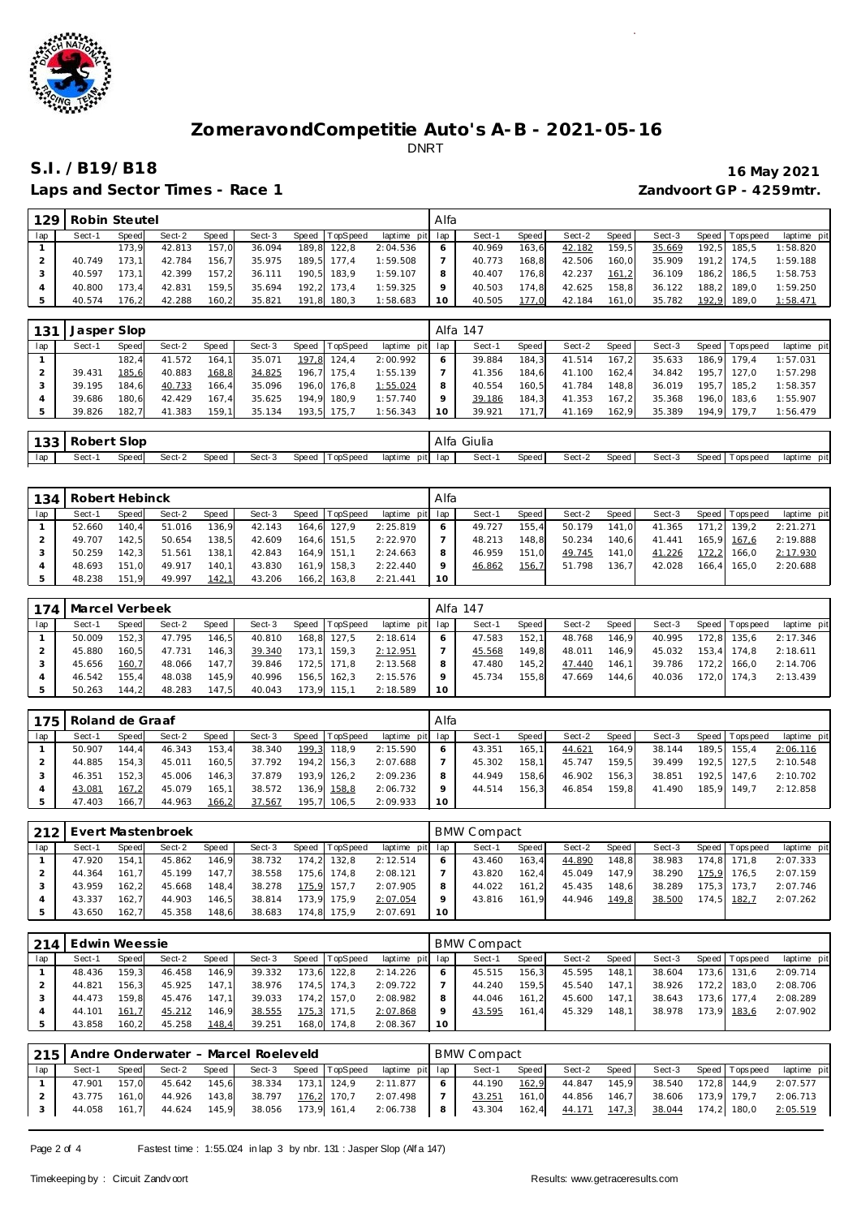# ZomeravondCompetitie Auto's A-B - 2021-05-16

DNRT

## S.I. /B19/B18

16 May 2021

Laps and Sector Times - Race 1

Zandvoort GP - 4259mtr.

| 129 | Robin Steutel | | | | | | | | Alfa | | | | | | | | |
|---|---|---|---|---|---|---|---|---|---|---|---|---|---|---|---|---|---|
| lap | Sect-1 | Speed | Sect-2 | Speed | Sect-3 | Speed | TopSpeed | laptime pit | lap | Sect-1 | Speed | Sect-2 | Speed | Sect-3 | Speed | Topspeed | laptime pit |
| 1 | | 173,9 | 42.813 | 157,0 | 36.094 | 189,8 | 122,8 | 2:04.536 | 6 | 40.969 | 163,6 | 42.182 | 159,5 | 35.669 | 192,5 | 185,5 | 1:58.820 |
| 2 | 40.749 | 173,1 | 42.784 | 156,7 | 35.975 | 189,5 | 177,4 | 1:59.508 | 7 | 40.773 | 168,8 | 42.506 | 160,0 | 35.909 | 191,2 | 174,5 | 1:59.188 |
| 3 | 40.597 | 173,1 | 42.399 | 157,2 | 36.111 | 190,5 | 183,9 | 1:59.107 | 8 | 40.407 | 176,8 | 42.237 | 161,2 | 36.109 | 186,2 | 186,5 | 1:58.753 |
| 4 | 40.800 | 173,4 | 42.831 | 159,5 | 35.694 | 192,2 | 173,4 | 1:59.325 | 9 | 40.503 | 174,8 | 42.625 | 158,8 | 36.122 | 188,2 | 189,0 | 1:59.250 |
| 5 | 40.574 | 176,2 | 42.288 | 160,2 | 35.821 | 191,8 | 180,3 | 1:58.683 | 10 | 40.505 | 177,0 | 42.184 | 161,0 | 35.782 | 192,9 | 189,0 | 1:58.471 |

| 131 | Jasper Slop | | | | | | | | Alfa 147 | | | | | | | | |
|---|---|---|---|---|---|---|---|---|---|---|---|---|---|---|---|---|---|
| lap | Sect-1 | Speed | Sect-2 | Speed | Sect-3 | Speed | TopSpeed | laptime pit | lap | Sect-1 | Speed | Sect-2 | Speed | Sect-3 | Speed | Topspeed | laptime pit |
| 1 | | 182,4 | 41.572 | 164,1 | 35.071 | 197,8 | 124,4 | 2:00.992 | 6 | 39.884 | 184,3 | 41.514 | 167,2 | 35.633 | 186,9 | 179,4 | 1:57.031 |
| 2 | 39.431 | 185,6 | 40.883 | 168,8 | 34.825 | 196,7 | 175,4 | 1:55.139 | 7 | 41.356 | 184,6 | 41.100 | 162,4 | 34.842 | 195,7 | 127,0 | 1:57.298 |
| 3 | 39.195 | 184,6 | 40.733 | 166,4 | 35.096 | 196,0 | 176,8 | 1:55.024 | 8 | 40.554 | 160,5 | 41.784 | 148,8 | 36.019 | 195,7 | 185,2 | 1:58.357 |
| 4 | 39.686 | 180,6 | 42.429 | 167,4 | 35.625 | 194,9 | 180,9 | 1:57.740 | 9 | 39.186 | 184,3 | 41.353 | 167,2 | 35.368 | 196,0 | 183,6 | 1:55.907 |
| 5 | 39.826 | 182,7 | 41.383 | 159,1 | 35.134 | 193,5 | 175,7 | 1:56.343 | 10 | 39.921 | 171,7 | 41.169 | 162,9 | 35.389 | 194,9 | 179,7 | 1:56.479 |

| 133 | Robert Slop | | | | | | | | Alfa Giulia | | | | | | | | |
|---|---|---|---|---|---|---|---|---|---|---|---|---|---|---|---|---|---|
| lap | Sect-1 | Speed | Sect-2 | Speed | Sect-3 | Speed | TopSpeed | laptime pit | lap | Sect-1 | Speed | Sect-2 | Speed | Sect-3 | Speed | Topspeed | laptime pit |

| 134 | Robert Hebinck | | | | | | | | Alfa | | | | | | | | |
|---|---|---|---|---|---|---|---|---|---|---|---|---|---|---|---|---|---|
| lap | Sect-1 | Speed | Sect-2 | Speed | Sect-3 | Speed | TopSpeed | laptime pit | lap | Sect-1 | Speed | Sect-2 | Speed | Sect-3 | Speed | Topspeed | laptime pit |
| 1 | 52.660 | 140,4 | 51.016 | 136,9 | 42.143 | 164,6 | 127,9 | 2:25.819 | 6 | 49.727 | 155,4 | 50.179 | 141,0 | 41.365 | 171,2 | 139,2 | 2:21.271 |
| 2 | 49.707 | 142,5 | 50.654 | 138,5 | 42.609 | 164,6 | 151,5 | 2:22.970 | 7 | 48.213 | 148,8 | 50.234 | 140,6 | 41.441 | 165,9 | 167,6 | 2:19.888 |
| 3 | 50.259 | 142,3 | 51.561 | 138,1 | 42.843 | 164,9 | 151,1 | 2:24.663 | 8 | 46.959 | 151,0 | 49.745 | 141,0 | 41.226 | 172,2 | 166,0 | 2:17.930 |
| 4 | 48.693 | 151,0 | 49.917 | 140,1 | 43.830 | 161,9 | 158,3 | 2:22.440 | 9 | 46.862 | 156,7 | 51.798 | 136,7 | 42.028 | 166,4 | 165,0 | 2:20.688 |
| 5 | 48.238 | 151,9 | 49.997 | 142,1 | 43.206 | 166,2 | 163,8 | 2:21.441 | 10 | | | | | | | | |

| 174 | Marcel Verbeek | | | | | | | | Alfa 147 | | | | | | | | |
|---|---|---|---|---|---|---|---|---|---|---|---|---|---|---|---|---|---|
| lap | Sect-1 | Speed | Sect-2 | Speed | Sect-3 | Speed | TopSpeed | laptime pit | lap | Sect-1 | Speed | Sect-2 | Speed | Sect-3 | Speed | Topspeed | laptime pit |
| 1 | 50.009 | 152,3 | 47.795 | 146,5 | 40.810 | 168,8 | 127,5 | 2:18.614 | 6 | 47.583 | 152,1 | 48.768 | 146,9 | 40.995 | 172,8 | 135,6 | 2:17.346 |
| 2 | 45.880 | 160,5 | 47.731 | 146,3 | 39.340 | 173,1 | 159,3 | 2:12.951 | 7 | 45.568 | 149,8 | 48.011 | 146,9 | 45.032 | 153,4 | 174,8 | 2:18.611 |
| 3 | 45.656 | 160,7 | 48.066 | 147,7 | 39.846 | 172,5 | 171,8 | 2:13.568 | 8 | 47.480 | 145,2 | 47.440 | 146,1 | 39.786 | 172,2 | 166,0 | 2:14.706 |
| 4 | 46.542 | 155,4 | 48.038 | 145,9 | 40.996 | 156,5 | 162,3 | 2:15.576 | 9 | 45.734 | 155,8 | 47.669 | 144,6 | 40.036 | 172,0 | 174,3 | 2:13.439 |
| 5 | 50.263 | 144,2 | 48.283 | 147,5 | 40.043 | 173,9 | 115,1 | 2:18.589 | 10 | | | | | | | | |

| 175 | Roland de Graaf | | | | | | | | Alfa | | | | | | | | |
|---|---|---|---|---|---|---|---|---|---|---|---|---|---|---|---|---|---|
| lap | Sect-1 | Speed | Sect-2 | Speed | Sect-3 | Speed | TopSpeed | laptime pit | lap | Sect-1 | Speed | Sect-2 | Speed | Sect-3 | Speed | Topspeed | laptime pit |
| 1 | 50.907 | 144,4 | 46.343 | 153,4 | 38.340 | 199,3 | 118,9 | 2:15.590 | 6 | 43.351 | 165,1 | 44.621 | 164,9 | 38.144 | 189,5 | 155,4 | 2:06.116 |
| 2 | 44.885 | 154,3 | 45.011 | 160,5 | 37.792 | 194,2 | 156,3 | 2:07.688 | 7 | 45.302 | 158,1 | 45.747 | 159,5 | 39.499 | 192,5 | 127,5 | 2:10.548 |
| 3 | 46.351 | 152,3 | 45.006 | 146,3 | 37.879 | 193,9 | 126,2 | 2:09.236 | 8 | 44.949 | 158,6 | 46.902 | 156,3 | 38.851 | 192,5 | 147,6 | 2:10.702 |
| 4 | 43.081 | 167,2 | 45.079 | 165,1 | 38.572 | 136,9 | 158,8 | 2:06.732 | 9 | 44.514 | 156,3 | 46.854 | 159,8 | 41.490 | 185,9 | 149,7 | 2:12.858 |
| 5 | 47.403 | 166,7 | 44.963 | 166,2 | 37.567 | 195,7 | 106,5 | 2:09.933 | 10 | | | | | | | | |

| 212 | Evert Mastenbroek | | | | | | | | BMW Compact | | | | | | | | |
|---|---|---|---|---|---|---|---|---|---|---|---|---|---|---|---|---|---|
| lap | Sect-1 | Speed | Sect-2 | Speed | Sect-3 | Speed | TopSpeed | laptime pit | lap | Sect-1 | Speed | Sect-2 | Speed | Sect-3 | Speed | Topspeed | laptime pit |
| 1 | 47.920 | 154,1 | 45.862 | 146,9 | 38.732 | 174,2 | 132,8 | 2:12.514 | 6 | 43.460 | 163,4 | 44.890 | 148,8 | 38.983 | 174,8 | 171,8 | 2:07.333 |
| 2 | 44.364 | 161,7 | 45.199 | 147,7 | 38.558 | 175,6 | 174,8 | 2:08.121 | 7 | 43.820 | 162,4 | 45.049 | 147,9 | 38.290 | 175,9 | 176,5 | 2:07.159 |
| 3 | 43.959 | 162,2 | 45.668 | 148,4 | 38.278 | 175,9 | 157,7 | 2:07.905 | 8 | 44.022 | 161,2 | 45.435 | 148,6 | 38.289 | 175,3 | 173,7 | 2:07.746 |
| 4 | 43.337 | 162,7 | 44.903 | 146,5 | 38.814 | 173,9 | 175,9 | 2:07.054 | 9 | 43.816 | 161,9 | 44.946 | 149,8 | 38.500 | 174,5 | 182,7 | 2:07.262 |
| 5 | 43.650 | 162,7 | 45.358 | 148,6 | 38.683 | 174,8 | 175,9 | 2:07.691 | 10 | | | | | | | | |

| 214 | Edwin Weessie | | | | | | | | BMW Compact | | | | | | | | |
|---|---|---|---|---|---|---|---|---|---|---|---|---|---|---|---|---|---|
| lap | Sect-1 | Speed | Sect-2 | Speed | Sect-3 | Speed | TopSpeed | laptime pit | lap | Sect-1 | Speed | Sect-2 | Speed | Sect-3 | Speed | Topspeed | laptime pit |
| 1 | 48.436 | 159,3 | 46.458 | 146,9 | 39.332 | 173,6 | 122,8 | 2:14.226 | 6 | 45.515 | 156,3 | 45.595 | 148,1 | 38.604 | 173,6 | 131,6 | 2:09.714 |
| 2 | 44.821 | 156,3 | 45.925 | 147,1 | 38.976 | 174,5 | 174,3 | 2:09.722 | 7 | 44.240 | 159,5 | 45.540 | 147,1 | 38.926 | 172,2 | 183,0 | 2:08.706 |
| 3 | 44.473 | 159,8 | 45.476 | 147,1 | 39.033 | 174,2 | 157,0 | 2:08.982 | 8 | 44.046 | 161,2 | 45.600 | 147,1 | 38.643 | 173,6 | 177,4 | 2:08.289 |
| 4 | 44.101 | 161,7 | 45.212 | 146,9 | 38.555 | 175,3 | 171,5 | 2:07.868 | 9 | 43.595 | 161,4 | 45.329 | 148,1 | 38.978 | 173,9 | 183,6 | 2:07.902 |
| 5 | 43.858 | 160,2 | 45.258 | 148,4 | 39.251 | 168,0 | 174,8 | 2:08.367 | 10 | | | | | | | | |

| 215 | Andre Onderwater - Marcel Roeleveld | | | | | | | | BMW Compact | | | | | | | | |
|---|---|---|---|---|---|---|---|---|---|---|---|---|---|---|---|---|---|
| lap | Sect-1 | Speed | Sect-2 | Speed | Sect-3 | Speed | TopSpeed | laptime pit | lap | Sect-1 | Speed | Sect-2 | Speed | Sect-3 | Speed | Topspeed | laptime pit |
| 1 | 47.901 | 157,0 | 45.642 | 145,6 | 38.334 | 173,1 | 124,9 | 2:11.877 | 6 | 44.190 | 162,9 | 44.847 | 145,9 | 38.540 | 172,8 | 144,9 | 2:07.577 |
| 2 | 43.775 | 161,0 | 44.926 | 143,8 | 38.797 | 176,2 | 170,7 | 2:07.498 | 7 | 43.251 | 161,0 | 44.856 | 146,7 | 38.606 | 173,9 | 179,7 | 2:06.713 |
| 3 | 44.058 | 161,7 | 44.624 | 145,9 | 38.056 | 173,9 | 161,4 | 2:06.738 | 8 | 43.304 | 162,4 | 44.171 | 147,3 | 38.044 | 174,2 | 180,0 | 2:05.519 |

Fastest time : 1:55.024 in lap 3 by nbr. 131 : Jasper Slop (Alfa 147)

Timekeeping by : Circuit Zandvoort

Results: www.getraceresults.com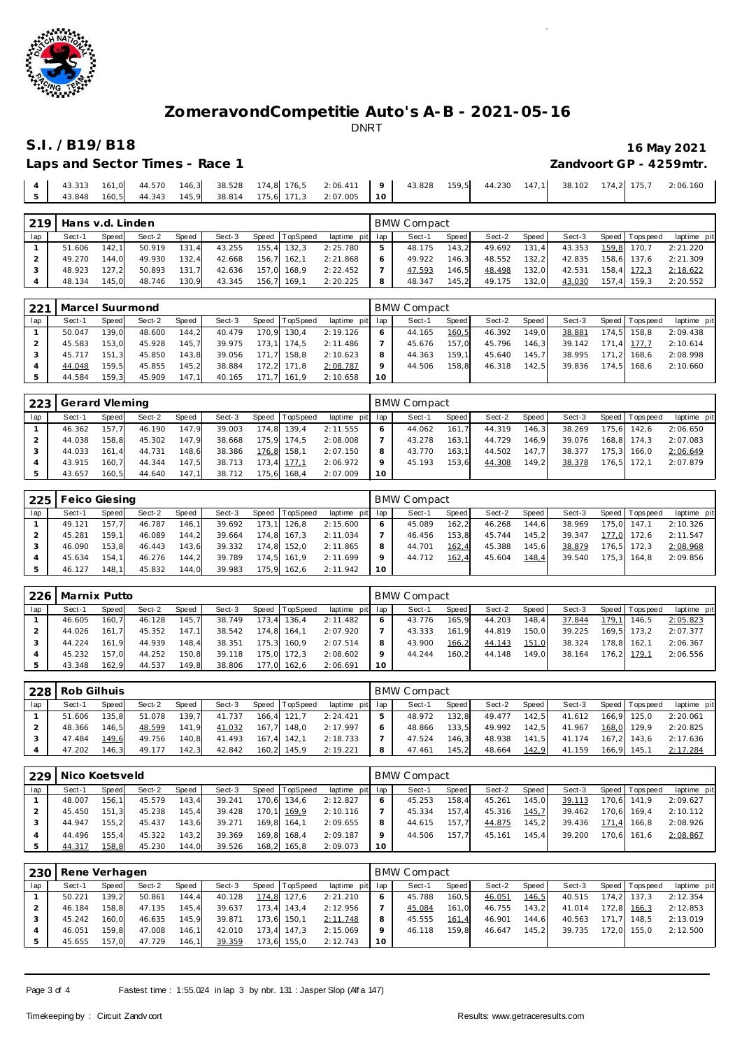# ZomeravondCompetitie Auto's A-B - 2021-05-16

DNRT

## S.I. /B19/B18

**16 May 2021**

**Laps and Sector Times - Race 1**

**Zandvoort GP - 4259mtr.**

| lap | Sect-1 | Speed | Sect-2 | Speed | Sect-3 | Speed | TopSpeed | laptime pit | lap | Sect-1 | Speed | Sect-2 | Speed | Sect-3 | Speed | Topspeed | laptime pit |
|---|---|---|---|---|---|---|---|---|---|---|---|---|---|---|---|---|---|
| 4 | 43.313 | 161,0 | 44.570 | 146,3 | 38.528 | 174,8 | 176,5 | 2:06.411 | 9 | 43.828 | 159,5 | 44.230 | 147,1 | 38.102 | 174,2 | 175,7 | 2:06.160 |
| 5 | 43.848 | 160,5 | 44.343 | 145,9 | 38.814 | 175,6 | 171,3 | 2:07.005 | 10 | | | | | | | | |

**219 Hans v.d. Linden** — BMW Compact

| lap | Sect-1 | Speed | Sect-2 | Speed | Sect-3 | Speed | TopSpeed | laptime pit | lap | Sect-1 | Speed | Sect-2 | Speed | Sect-3 | Speed | Topspeed | laptime pit |
|---|---|---|---|---|---|---|---|---|---|---|---|---|---|---|---|---|---|
| 1 | 51.606 | 142,1 | 50.919 | 131,4 | 43.255 | 155,4 | 132,3 | 2:25.780 | 5 | 48.175 | 143,2 | 49.692 | 131,4 | 43.353 | 159,8 | 170,7 | 2:21.220 |
| 2 | 49.270 | 144,0 | 49.930 | 132,4 | 42.668 | 156,7 | 162,1 | 2:21.868 | 6 | 49.922 | 146,3 | 48.552 | 132,2 | 42.835 | 158,6 | 137,6 | 2:21.309 |
| 3 | 48.923 | 127,2 | 50.893 | 131,7 | 42.636 | 157,0 | 168,9 | 2:22.452 | 7 | 47.593 | 146,5 | 48.498 | 132,0 | 42.531 | 158,4 | 172,3 | 2:18.622 |
| 4 | 48.134 | 145,0 | 48.746 | 130,9 | 43.345 | 156,7 | 169,1 | 2:20.225 | 8 | 48.347 | 145,2 | 49.175 | 132,0 | 43.030 | 157,4 | 159,3 | 2:20.552 |

**221 Marcel Suurmond** — BMW Compact

| lap | Sect-1 | Speed | Sect-2 | Speed | Sect-3 | Speed | TopSpeed | laptime pit | lap | Sect-1 | Speed | Sect-2 | Speed | Sect-3 | Speed | Topspeed | laptime pit |
|---|---|---|---|---|---|---|---|---|---|---|---|---|---|---|---|---|---|
| 1 | 50.047 | 139,0 | 48.600 | 144,2 | 40.479 | 170,9 | 130,4 | 2:19.126 | 6 | 44.165 | 160,5 | 46.392 | 149,0 | 38.881 | 174,5 | 158,8 | 2:09.438 |
| 2 | 45.583 | 153,0 | 45.928 | 145,7 | 39.975 | 173,1 | 174,5 | 2:11.486 | 7 | 45.676 | 157,0 | 45.796 | 146,3 | 39.142 | 171,4 | 177,7 | 2:10.614 |
| 3 | 45.717 | 151,3 | 45.850 | 143,8 | 39.056 | 171,7 | 158,8 | 2:10.623 | 8 | 44.363 | 159,1 | 45.640 | 145,7 | 38.995 | 171,2 | 168,6 | 2:08.998 |
| 4 | 44.048 | 159,5 | 45.855 | 145,2 | 38.884 | 172,2 | 171,8 | 2:08.787 | 9 | 44.506 | 158,8 | 46.318 | 142,5 | 39.836 | 174,5 | 168,6 | 2:10.660 |
| 5 | 44.584 | 159,3 | 45.909 | 147,1 | 40.165 | 171,7 | 161,9 | 2:10.658 | 10 | | | | | | | | |

**223 Gerard Vleming** — BMW Compact

| lap | Sect-1 | Speed | Sect-2 | Speed | Sect-3 | Speed | TopSpeed | laptime pit | lap | Sect-1 | Speed | Sect-2 | Speed | Sect-3 | Speed | Topspeed | laptime pit |
|---|---|---|---|---|---|---|---|---|---|---|---|---|---|---|---|---|---|
| 1 | 46.362 | 157,7 | 46.190 | 147,9 | 39.003 | 174,8 | 139,4 | 2:11.555 | 6 | 44.062 | 161,7 | 44.319 | 146,3 | 38.269 | 175,6 | 142,6 | 2:06.650 |
| 2 | 44.038 | 158,8 | 45.302 | 147,9 | 38.668 | 175,9 | 174,5 | 2:08.008 | 7 | 43.278 | 163,1 | 44.729 | 146,9 | 39.076 | 168,8 | 174,3 | 2:07.083 |
| 3 | 44.033 | 161,4 | 44.731 | 148,6 | 38.386 | 176,8 | 158,1 | 2:07.150 | 8 | 43.770 | 163,1 | 44.502 | 147,7 | 38.377 | 175,3 | 166,0 | 2:06.649 |
| 4 | 43.915 | 160,7 | 44.344 | 147,5 | 38.713 | 173,4 | 177,1 | 2:06.972 | 9 | 45.193 | 153,6 | 44.308 | 149,2 | 38.378 | 176,5 | 172,1 | 2:07.879 |
| 5 | 43.657 | 160,5 | 44.640 | 147,1 | 38.712 | 175,6 | 168,4 | 2:07.009 | 10 | | | | | | | | |

**225 Feico Giesing** — BMW Compact

| lap | Sect-1 | Speed | Sect-2 | Speed | Sect-3 | Speed | TopSpeed | laptime pit | lap | Sect-1 | Speed | Sect-2 | Speed | Sect-3 | Speed | Topspeed | laptime pit |
|---|---|---|---|---|---|---|---|---|---|---|---|---|---|---|---|---|---|
| 1 | 49.121 | 157,7 | 46.787 | 146,1 | 39.692 | 173,1 | 126,8 | 2:15.600 | 6 | 45.089 | 162,2 | 46.268 | 144,6 | 38.969 | 175,0 | 147,1 | 2:10.326 |
| 2 | 45.281 | 159,1 | 46.089 | 144,2 | 39.664 | 174,8 | 167,3 | 2:11.034 | 7 | 46.456 | 153,8 | 45.744 | 145,2 | 39.347 | 177,0 | 172,6 | 2:11.547 |
| 3 | 46.090 | 153,8 | 46.443 | 143,6 | 39.332 | 174,8 | 152,0 | 2:11.865 | 8 | 44.701 | 162,4 | 45.388 | 145,6 | 38.879 | 176,5 | 172,3 | 2:08.968 |
| 4 | 45.634 | 154,1 | 46.276 | 144,2 | 39.789 | 174,5 | 161,9 | 2:11.699 | 9 | 44.712 | 162,4 | 45.604 | 148,4 | 39.540 | 175,3 | 164,8 | 2:09.856 |
| 5 | 46.127 | 148,1 | 45.832 | 144,0 | 39.983 | 175,9 | 162,6 | 2:11.942 | 10 | | | | | | | | |

**226 Marnix Putto** — BMW Compact

| lap | Sect-1 | Speed | Sect-2 | Speed | Sect-3 | Speed | TopSpeed | laptime pit | lap | Sect-1 | Speed | Sect-2 | Speed | Sect-3 | Speed | Topspeed | laptime pit |
|---|---|---|---|---|---|---|---|---|---|---|---|---|---|---|---|---|---|
| 1 | 46.605 | 160,7 | 46.128 | 145,7 | 38.749 | 173,4 | 136,4 | 2:11.482 | 6 | 43.776 | 165,9 | 44.203 | 148,4 | 37.844 | 179,1 | 146,5 | 2:05.823 |
| 2 | 44.026 | 161,7 | 45.352 | 145,7 | 38.542 | 174,8 | 164,1 | 2:07.920 | 7 | 43.333 | 161,9 | 44.819 | 150,0 | 39.225 | 169,5 | 173,2 | 2:07.377 |
| 3 | 44.224 | 161,9 | 44.939 | 148,4 | 38.351 | 175,3 | 160,9 | 2:07.514 | 8 | 43.900 | 166,2 | 44.143 | 151,0 | 38.324 | 178,8 | 162,1 | 2:06.367 |
| 4 | 45.232 | 157,0 | 44.252 | 150,8 | 39.118 | 175,0 | 172,3 | 2:08.602 | 9 | 44.244 | 160,2 | 44.148 | 149,0 | 38.164 | 176,2 | 179,1 | 2:06.556 |
| 5 | 43.348 | 162,9 | 44.537 | 149,8 | 38.806 | 177,0 | 162,6 | 2:06.691 | 10 | | | | | | | | |

**228 Rob Gilhuis** — BMW Compact

| lap | Sect-1 | Speed | Sect-2 | Speed | Sect-3 | Speed | TopSpeed | laptime pit | lap | Sect-1 | Speed | Sect-2 | Speed | Sect-3 | Speed | Topspeed | laptime pit |
|---|---|---|---|---|---|---|---|---|---|---|---|---|---|---|---|---|---|
| 1 | 51.606 | 135,8 | 51.078 | 139,7 | 41.737 | 166,4 | 121,7 | 2:24.421 | 5 | 48.972 | 132,8 | 49.477 | 142,5 | 41.612 | 166,9 | 125,0 | 2:20.061 |
| 2 | 48.366 | 146,5 | 48.599 | 141,9 | 41.032 | 167,7 | 148,0 | 2:17.997 | 6 | 48.866 | 133,5 | 49.992 | 142,5 | 41.967 | 168,0 | 129,9 | 2:20.825 |
| 3 | 47.484 | 149,6 | 49.756 | 140,8 | 41.493 | 167,4 | 142,1 | 2:18.733 | 7 | 47.524 | 146,3 | 48.938 | 141,5 | 41.174 | 167,2 | 143,6 | 2:17.636 |
| 4 | 47.202 | 146,3 | 49.177 | 142,3 | 42.842 | 160,2 | 145,9 | 2:19.221 | 8 | 47.461 | 145,2 | 48.664 | 142,9 | 41.159 | 166,9 | 145,1 | 2:17.284 |

**229 Nico Koetsveld** — BMW Compact

| lap | Sect-1 | Speed | Sect-2 | Speed | Sect-3 | Speed | TopSpeed | laptime pit | lap | Sect-1 | Speed | Sect-2 | Speed | Sect-3 | Speed | Topspeed | laptime pit |
|---|---|---|---|---|---|---|---|---|---|---|---|---|---|---|---|---|---|
| 1 | 48.007 | 156,1 | 45.579 | 143,4 | 39.241 | 170,6 | 134,6 | 2:12.827 | 6 | 45.253 | 158,4 | 45.261 | 145,0 | 39.113 | 170,6 | 141,9 | 2:09.627 |
| 2 | 45.450 | 151,3 | 45.238 | 145,4 | 39.428 | 170,1 | 169,9 | 2:10.116 | 7 | 45.334 | 157,4 | 45.316 | 145,7 | 39.462 | 170,6 | 169,4 | 2:10.112 |
| 3 | 44.947 | 155,2 | 45.437 | 143,6 | 39.271 | 169,8 | 164,1 | 2:09.655 | 8 | 44.615 | 157,7 | 44.875 | 145,2 | 39.436 | 171,4 | 166,8 | 2:08.926 |
| 4 | 44.496 | 155,4 | 45.322 | 143,2 | 39.369 | 169,8 | 168,4 | 2:09.187 | 9 | 44.506 | 157,7 | 45.161 | 145,4 | 39.200 | 170,6 | 161,6 | 2:08.867 |
| 5 | 44.317 | 158,8 | 45.230 | 144,0 | 39.526 | 168,2 | 165,8 | 2:09.073 | 10 | | | | | | | | |

**230 Rene Verhagen** — BMW Compact

| lap | Sect-1 | Speed | Sect-2 | Speed | Sect-3 | Speed | TopSpeed | laptime pit | lap | Sect-1 | Speed | Sect-2 | Speed | Sect-3 | Speed | Topspeed | laptime pit |
|---|---|---|---|---|---|---|---|---|---|---|---|---|---|---|---|---|---|
| 1 | 50.221 | 139,2 | 50.861 | 144,4 | 40.128 | 174,8 | 127,6 | 2:21.210 | 6 | 45.788 | 160,5 | 46.051 | 146,5 | 40.515 | 174,2 | 137,3 | 2:12.354 |
| 2 | 46.184 | 158,8 | 47.135 | 145,4 | 39.637 | 173,4 | 143,4 | 2:12.956 | 7 | 45.084 | 161,0 | 46.755 | 143,2 | 41.014 | 172,8 | 166,3 | 2:12.853 |
| 3 | 45.242 | 160,0 | 46.635 | 145,9 | 39.871 | 173,6 | 150,1 | 2:11.748 | 8 | 45.555 | 161,4 | 46.901 | 144,6 | 40.563 | 171,7 | 148,5 | 2:13.019 |
| 4 | 46.051 | 159,8 | 47.008 | 146,1 | 42.010 | 173,4 | 147,3 | 2:15.069 | 9 | 46.118 | 159,8 | 46.647 | 145,2 | 39.735 | 172,0 | 155,0 | 2:12.500 |
| 5 | 45.655 | 157,0 | 47.729 | 146,1 | 39.359 | 173,6 | 155,0 | 2:12.743 | 10 | | | | | | | | |

Fastest time : 1:55.024 in lap 3 by nbr. 131 : Jasper Slop (Alfa 147)

Timekeeping by : Circuit Zandvoort

Results: www.getraceresults.com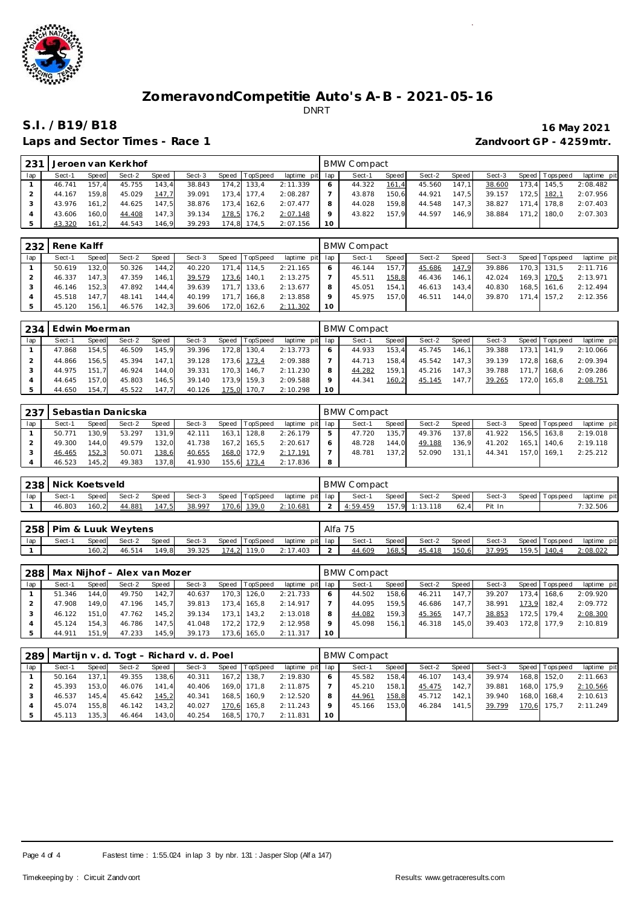# ZomeravondCompetitie Auto's A-B - 2021-05-16

DNRT

## S.I. /B19/B18

**Laps and Sector Times - Race 1**

**16 May 2021**

**Zandvoort GP - 4259mtr.**

| 231 | Jeroen van Kerkhof | | | | | | | | | BMW Compact | | | | | | | |
|---|---|---|---|---|---|---|---|---|---|---|---|---|---|---|---|---|---|
| lap | Sect-1 | Speed | Sect-2 | Speed | Sect-3 | Speed | TopSpeed | laptime pit | lap | Sect-1 | Speed | Sect-2 | Speed | Sect-3 | Speed | Topspeed | laptime pit |
| 1 | 46.741 | 157,4 | 45.755 | 143,4 | 38.843 | 174,2 | 133,4 | 2:11.339 | 6 | 44.322 | 161,4 | 45.560 | 147,1 | 38.600 | 173,4 | 145,5 | 2:08.482 |
| 2 | 44.167 | 159,8 | 45.029 | 147,7 | 39.091 | 173,4 | 177,4 | 2:08.287 | 7 | 43.878 | 150,6 | 44.921 | 147,5 | 39.157 | 172,5 | 182,1 | 2:07.956 |
| 3 | 43.976 | 161,2 | 44.625 | 147,5 | 38.876 | 173,4 | 162,6 | 2:07.477 | 8 | 44.028 | 159,8 | 44.548 | 147,3 | 38.827 | 171,4 | 178,8 | 2:07.403 |
| 4 | 43.606 | 160,0 | 44.408 | 147,3 | 39.134 | 178,5 | 176,2 | 2:07.148 | 9 | 43.822 | 157,9 | 44.597 | 146,9 | 38.884 | 171,2 | 180,0 | 2:07.303 |
| 5 | 43.320 | 161,2 | 44.543 | 146,9 | 39.293 | 174,8 | 174,5 | 2:07.156 | 10 | | | | | | | | |

| 232 | Rene Kalff | | | | | | | | | BMW Compact | | | | | | | |
|---|---|---|---|---|---|---|---|---|---|---|---|---|---|---|---|---|---|
| lap | Sect-1 | Speed | Sect-2 | Speed | Sect-3 | Speed | TopSpeed | laptime pit | lap | Sect-1 | Speed | Sect-2 | Speed | Sect-3 | Speed | Topspeed | laptime pit |
| 1 | 50.619 | 132,0 | 50.326 | 144,2 | 40.220 | 171,4 | 114,5 | 2:21.165 | 6 | 46.144 | 157,7 | 45.686 | 147,9 | 39.886 | 170,3 | 131,5 | 2:11.716 |
| 2 | 46.337 | 147,3 | 47.359 | 146,1 | 39.579 | 173,6 | 140,1 | 2:13.275 | 7 | 45.511 | 158,8 | 46.436 | 146,1 | 42.024 | 169,3 | 170,5 | 2:13.971 |
| 3 | 46.146 | 152,3 | 47.892 | 144,4 | 39.639 | 171,7 | 133,6 | 2:13.677 | 8 | 45.051 | 154,1 | 46.613 | 143,4 | 40.830 | 168,5 | 161,6 | 2:12.494 |
| 4 | 45.518 | 147,7 | 48.141 | 144,4 | 40.199 | 171,7 | 166,8 | 2:13.858 | 9 | 45.975 | 157,0 | 46.511 | 144,0 | 39.870 | 171,4 | 157,2 | 2:12.356 |
| 5 | 45.120 | 156,1 | 46.576 | 142,3 | 39.606 | 172,0 | 162,6 | 2:11.302 | 10 | | | | | | | | |

| 234 | Edwin Moerman | | | | | | | | | BMW Compact | | | | | | | |
|---|---|---|---|---|---|---|---|---|---|---|---|---|---|---|---|---|---|
| lap | Sect-1 | Speed | Sect-2 | Speed | Sect-3 | Speed | TopSpeed | laptime pit | lap | Sect-1 | Speed | Sect-2 | Speed | Sect-3 | Speed | Topspeed | laptime pit |
| 1 | 47.868 | 154,5 | 46.509 | 145,9 | 39.396 | 172,8 | 130,4 | 2:13.773 | 6 | 44.933 | 153,4 | 45.745 | 146,1 | 39.388 | 173,1 | 141,9 | 2:10.066 |
| 2 | 44.866 | 156,5 | 45.394 | 147,1 | 39.128 | 173,6 | 173,4 | 2:09.388 | 7 | 44.713 | 158,4 | 45.542 | 147,3 | 39.139 | 172,8 | 168,6 | 2:09.394 |
| 3 | 44.975 | 151,7 | 46.924 | 144,0 | 39.331 | 170,3 | 146,7 | 2:11.230 | 8 | 44.282 | 159,1 | 45.216 | 147,3 | 39.788 | 171,7 | 168,6 | 2:09.286 |
| 4 | 44.645 | 157,0 | 45.803 | 146,5 | 39.140 | 173,9 | 159,3 | 2:09.588 | 9 | 44.341 | 160,2 | 45.145 | 147,7 | 39.265 | 172,0 | 165,8 | 2:08.751 |
| 5 | 44.650 | 154,7 | 45.522 | 147,7 | 40.126 | 175,0 | 170,7 | 2:10.298 | 10 | | | | | | | | |

| 237 | Sebastian Danicska | | | | | | | | | BMW Compact | | | | | | | |
|---|---|---|---|---|---|---|---|---|---|---|---|---|---|---|---|---|---|
| lap | Sect-1 | Speed | Sect-2 | Speed | Sect-3 | Speed | TopSpeed | laptime pit | lap | Sect-1 | Speed | Sect-2 | Speed | Sect-3 | Speed | Topspeed | laptime pit |
| 1 | 50.771 | 130,9 | 53.297 | 131,9 | 42.111 | 163,1 | 128,8 | 2:26.179 | 5 | 47.720 | 135,7 | 49.376 | 137,8 | 41.922 | 156,5 | 163,8 | 2:19.018 |
| 2 | 49.300 | 144,0 | 49.579 | 132,0 | 41.738 | 167,2 | 165,5 | 2:20.617 | 6 | 48.728 | 144,0 | 49.188 | 136,9 | 41.202 | 165,1 | 140,6 | 2:19.118 |
| 3 | 46.465 | 152,3 | 50.071 | 138,6 | 40.655 | 168,0 | 172,9 | 2:17.191 | 7 | 48.781 | 137,2 | 52.090 | 131,1 | 44.341 | 157,0 | 169,1 | 2:25.212 |
| 4 | 46.523 | 145,2 | 49.383 | 137,8 | 41.930 | 155,6 | 173,4 | 2:17.836 | 8 | | | | | | | | |

| 238 | Nick Koetsveld | | | | | | | | | BMW Compact | | | | | | | |
|---|---|---|---|---|---|---|---|---|---|---|---|---|---|---|---|---|---|
| lap | Sect-1 | Speed | Sect-2 | Speed | Sect-3 | Speed | TopSpeed | laptime pit | lap | Sect-1 | Speed | Sect-2 | Speed | Sect-3 | Speed | Topspeed | laptime pit |
| 1 | 46.803 | 160,2 | 44.881 | 147,5 | 38.997 | 170,6 | 139,0 | 2:10.681 | 2 | 4:59.459 | 157,9 | 1:13.118 | 62,4 | Pit In | | | 7:32.506 |

| 258 | Pim & Luuk Weytens | | | | | | | | | Alfa 75 | | | | | | | |
|---|---|---|---|---|---|---|---|---|---|---|---|---|---|---|---|---|---|
| lap | Sect-1 | Speed | Sect-2 | Speed | Sect-3 | Speed | TopSpeed | laptime pit | lap | Sect-1 | Speed | Sect-2 | Speed | Sect-3 | Speed | Topspeed | laptime pit |
| 1 | | 160,2 | 46.514 | 149,8 | 39.325 | 174,2 | 119,0 | 2:17.403 | 2 | 44.609 | 168,5 | 45.418 | 150,6 | 37.995 | 159,5 | 140,4 | 2:08.022 |

| 288 | Max Nijhof - Alex van Mozer | | | | | | | | | BMW Compact | | | | | | | |
|---|---|---|---|---|---|---|---|---|---|---|---|---|---|---|---|---|---|
| lap | Sect-1 | Speed | Sect-2 | Speed | Sect-3 | Speed | TopSpeed | laptime pit | lap | Sect-1 | Speed | Sect-2 | Speed | Sect-3 | Speed | Topspeed | laptime pit |
| 1 | 51.346 | 144,0 | 49.750 | 142,7 | 40.637 | 170,3 | 126,0 | 2:21.733 | 6 | 44.502 | 158,6 | 46.211 | 147,7 | 39.207 | 173,4 | 168,6 | 2:09.920 |
| 2 | 47.908 | 149,0 | 47.196 | 145,7 | 39.813 | 173,4 | 165,8 | 2:14.917 | 7 | 44.095 | 159,5 | 46.686 | 147,7 | 38.991 | 173,9 | 182,4 | 2:09.772 |
| 3 | 46.122 | 151,0 | 47.762 | 145,2 | 39.134 | 173,1 | 143,2 | 2:13.018 | 8 | 44.082 | 159,3 | 45.365 | 147,7 | 38.853 | 172,5 | 179,4 | 2:08.300 |
| 4 | 45.124 | 154,3 | 46.786 | 147,5 | 41.048 | 172,2 | 172,9 | 2:12.958 | 9 | 45.098 | 156,1 | 46.318 | 145,0 | 39.403 | 172,8 | 177,9 | 2:10.819 |
| 5 | 44.911 | 151,9 | 47.233 | 145,9 | 39.173 | 173,6 | 165,0 | 2:11.317 | 10 | | | | | | | | |

| 289 | Martijn v. d. Togt - Richard v. d. Poel | | | | | | | | | BMW Compact | | | | | | | |
|---|---|---|---|---|---|---|---|---|---|---|---|---|---|---|---|---|---|
| lap | Sect-1 | Speed | Sect-2 | Speed | Sect-3 | Speed | TopSpeed | laptime pit | lap | Sect-1 | Speed | Sect-2 | Speed | Sect-3 | Speed | Topspeed | laptime pit |
| 1 | 50.164 | 137,1 | 49.355 | 138,6 | 40.311 | 167,2 | 138,7 | 2:19.830 | 6 | 45.582 | 158,4 | 46.107 | 143,4 | 39.974 | 168,8 | 152,0 | 2:11.663 |
| 2 | 45.393 | 153,0 | 46.076 | 141,4 | 40.406 | 169,0 | 171,8 | 2:11.875 | 7 | 45.210 | 158,1 | 45.475 | 142,7 | 39.881 | 168,0 | 175,9 | 2:10.566 |
| 3 | 46.537 | 145,4 | 45.642 | 145,2 | 40.341 | 168,5 | 160,9 | 2:12.520 | 8 | 44.961 | 158,8 | 45.712 | 142,1 | 39.940 | 168,0 | 168,4 | 2:10.613 |
| 4 | 45.074 | 155,8 | 46.142 | 143,2 | 40.027 | 170,6 | 165,8 | 2:11.243 | 9 | 45.166 | 153,0 | 46.284 | 141,5 | 39.799 | 170,6 | 175,7 | 2:11.249 |
| 5 | 45.113 | 135,3 | 46.464 | 143,0 | 40.254 | 168,5 | 170,7 | 2:11.831 | 10 | | | | | | | | |

Fastest time : 1:55.024 in lap 3 by nbr. 131 : Jasper Slop (Alfa 147)

Timekeeping by : Circuit Zandvoort

Results: www.getraceresults.com